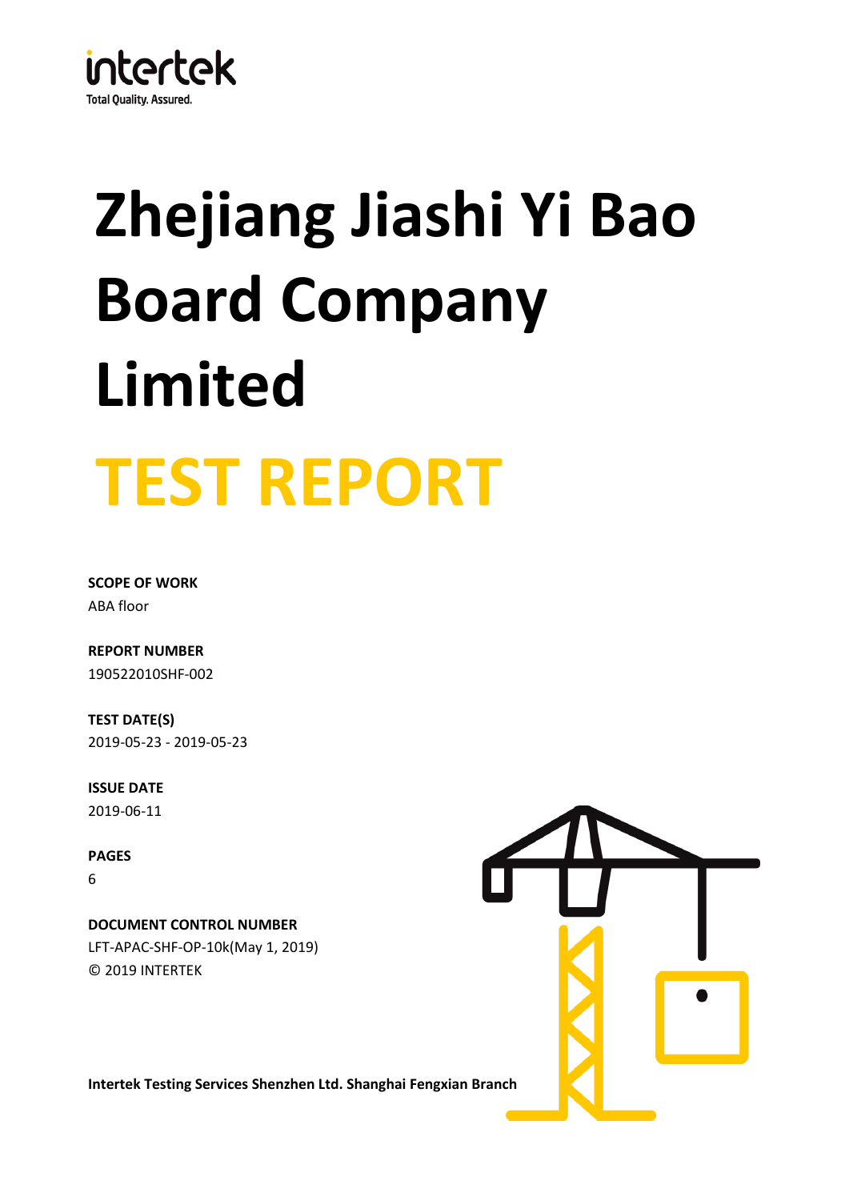intertek
Total Quality. Assured.

# Zhejiang Jiashi Yi Bao Board Company Limited

# TEST REPORT

**SCOPE OF WORK**
ABA floor

**REPORT NUMBER**
190522010SHF-002

**TEST DATE(S)**
2019-05-23 - 2019-05-23

**ISSUE DATE**
2019-06-11

**PAGES**
6

**DOCUMENT CONTROL NUMBER**
LFT-APAC-SHF-OP-10k(May 1, 2019)
© 2019 INTERTEK

**Intertek Testing Services Shenzhen Ltd. Shanghai Fengxian Branch**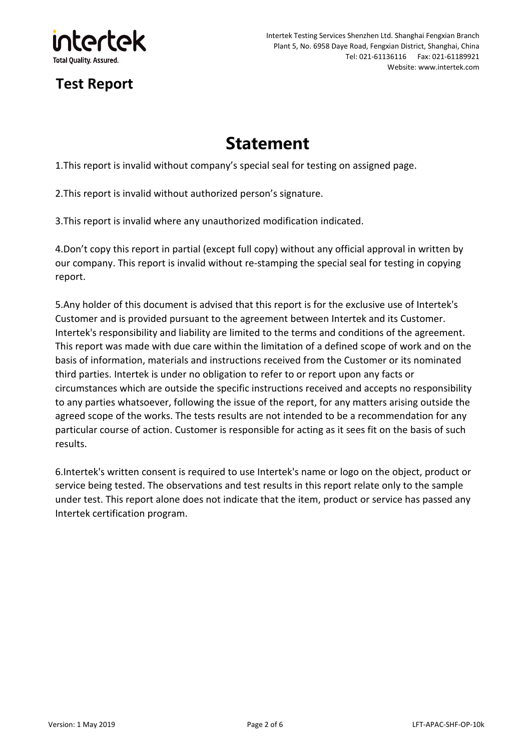# Test Report

## Statement

1.This report is invalid without company's special seal for testing on assigned page.

2.This report is invalid without authorized person's signature.

3.This report is invalid where any unauthorized modification indicated.

4.Don't copy this report in partial (except full copy) without any official approval in written by our company. This report is invalid without re-stamping the special seal for testing in copying report.

5.Any holder of this document is advised that this report is for the exclusive use of Intertek's Customer and is provided pursuant to the agreement between Intertek and its Customer. Intertek's responsibility and liability are limited to the terms and conditions of the agreement. This report was made with due care within the limitation of a defined scope of work and on the basis of information, materials and instructions received from the Customer or its nominated third parties. Intertek is under no obligation to refer to or report upon any facts or circumstances which are outside the specific instructions received and accepts no responsibility to any parties whatsoever, following the issue of the report, for any matters arising outside the agreed scope of the works. The tests results are not intended to be a recommendation for any particular course of action. Customer is responsible for acting as it sees fit on the basis of such results.

6.Intertek's written consent is required to use Intertek's name or logo on the object, product or service being tested. The observations and test results in this report relate only to the sample under test. This report alone does not indicate that the item, product or service has passed any Intertek certification program.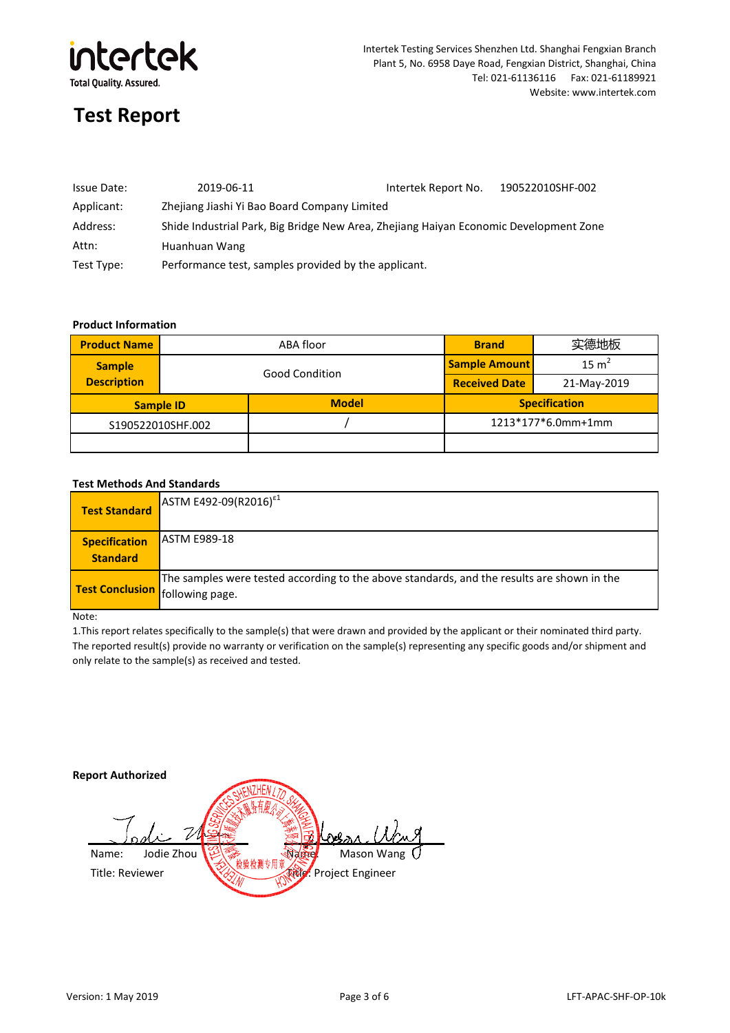intertek

Total Quality. Assured.

Intertek Testing Services Shenzhen Ltd. Shanghai Fengxian Branch
Plant 5, No. 6958 Daye Road, Fengxian District, Shanghai, China
Tel: 021-61136116 Fax: 021-61189921
Website: www.intertek.com

# Test Report

| | | | |
|---|---|---|---|
| Issue Date: | 2019-06-11 | Intertek Report No. | 190522010SHF-002 |
| Applicant: | Zhejiang Jiashi Yi Bao Board Company Limited | | |
| Address: | Shide Industrial Park, Big Bridge New Area, Zhejiang Haiyan Economic Development Zone | | |
| Attn: | Huanhuan Wang | | |
| Test Type: | Performance test, samples provided by the applicant. | | |

**Product Information**

| **Product Name** | ABA floor | | **Brand** | 实德地板 |
|---|---|---|---|---|
| **Sample Description** | Good Condition | | **Sample Amount** | 15 $m^2$ |
| | | | **Received Date** | 21-May-2019 |
| **Sample ID** | | **Model** | **Specification** | |
| S190522010SHF.002 | | / | 1213*177*6.0mm+1mm | |
| | | | | |

**Test Methods And Standards**

| | |
|---|---|
| **Test Standard** | ASTM E492-09(R2016)$^{\varepsilon 1}$ |
| **Specification Standard** | ASTM E989-18 |
| **Test Conclusion** | The samples were tested according to the above standards, and the results are shown in the following page. |

Note:

1.This report relates specifically to the sample(s) that were drawn and provided by the applicant or their nominated third party. The reported result(s) provide no warranty or verification on the sample(s) representing any specific goods and/or shipment and only relate to the sample(s) as received and tested.

**Report Authorized**

Name: Jodie Zhou
Title: Reviewer

Name: Mason Wang
Title: Project Engineer

Version: 1 May 2019

LFT-APAC-SHF-OP-10k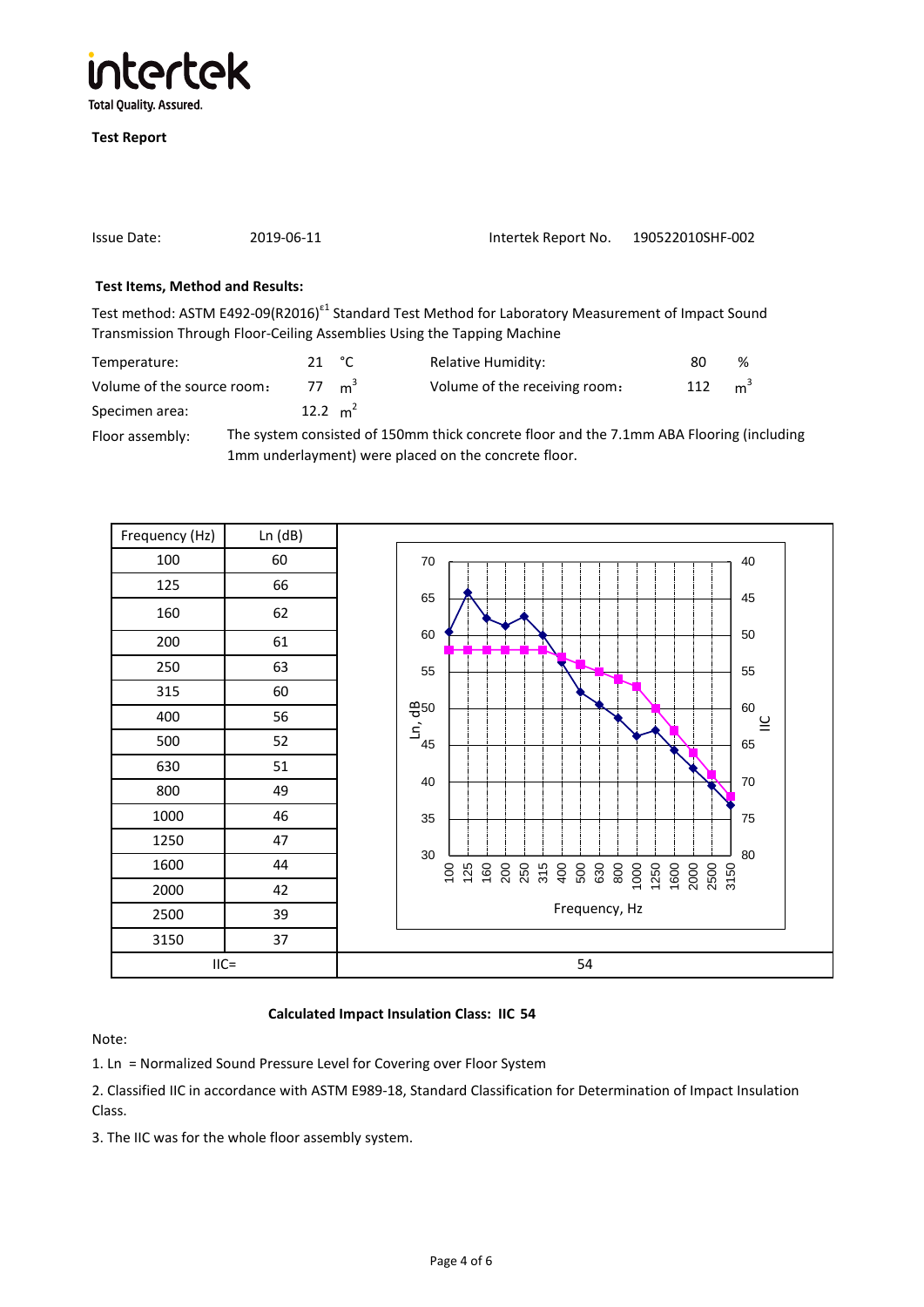**Test Report**

| Issue Date: | 2019-06-11 | Intertek Report No. | 190522010SHF-002 |
|---|---|---|---|

**Test Items, Method and Results:**

Test method: ASTM E492-09(R2016)$^{\varepsilon 1}$ Standard Test Method for Laboratory Measurement of Impact Sound Transmission Through Floor-Ceiling Assemblies Using the Tapping Machine

| | | | |
|---|---|---|---|
| Temperature: | 21 °C | Relative Humidity: | 80 % |
| Volume of the source room: | 77 $m^3$ | Volume of the receiving room: | 112 $m^3$ |
| Specimen area: | 12.2 $m^2$ | | |

Floor assembly: The system consisted of 150mm thick concrete floor and the 7.1mm ABA Flooring (including 1mm underlayment) were placed on the concrete floor.

| Frequency (Hz) | Ln (dB) |
|---|---|
| 100 | 60 |
| 125 | 66 |
| 160 | 62 |
| 200 | 61 |
| 250 | 63 |
| 315 | 60 |
| 400 | 56 |
| 500 | 52 |
| 630 | 51 |
| 800 | 49 |
| 1000 | 46 |
| 1250 | 47 |
| 1600 | 44 |
| 2000 | 42 |
| 2500 | 39 |
| 3150 | 37 |
| IIC= | 54 |

**Calculated Impact Insulation Class: IIC 54**

Note:

1. Ln = Normalized Sound Pressure Level for Covering over Floor System

2. Classified IIC in accordance with ASTM E989-18, Standard Classification for Determination of Impact Insulation Class.

3. The IIC was for the whole floor assembly system.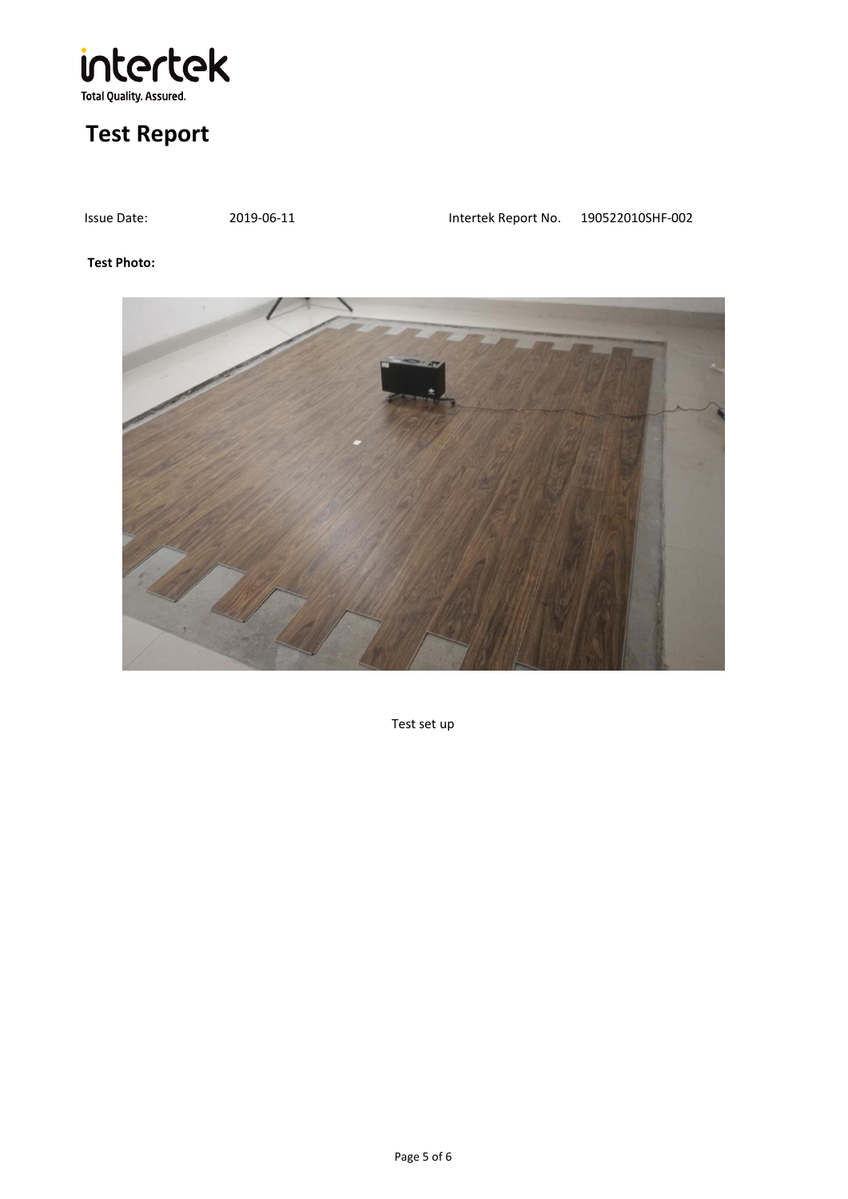# Test Report

Issue Date: 2019-06-11 Intertek Report No. 190522010SHF-002

**Test Photo:**

Test set up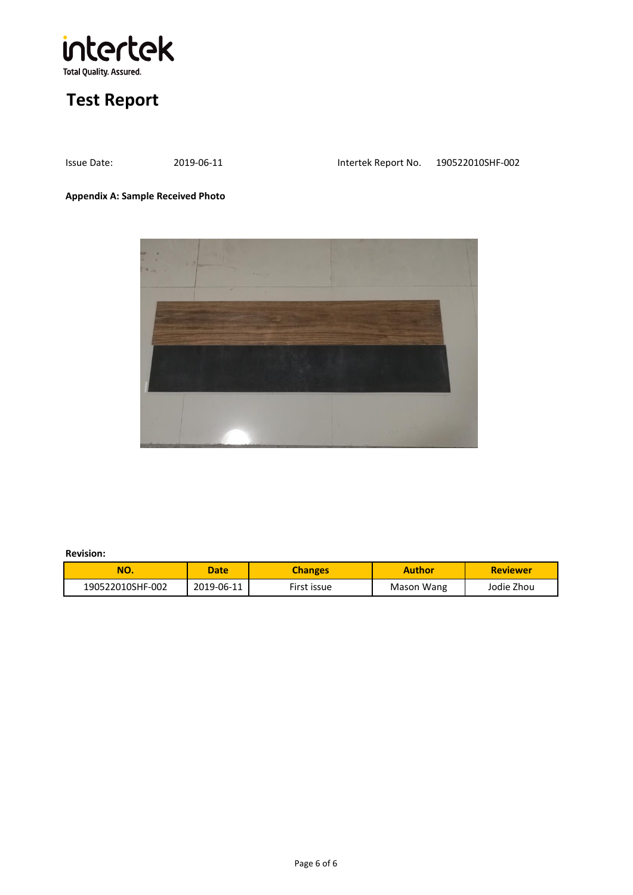# Test Report

Issue Date: 2019-06-11 Intertek Report No. 190522010SHF-002

**Appendix A: Sample Received Photo**

**Revision:**

| NO. | Date | Changes | Author | Reviewer |
| --- | --- | --- | --- | --- |
| 190522010SHF-002 | 2019-06-11 | First issue | Mason Wang | Jodie Zhou |